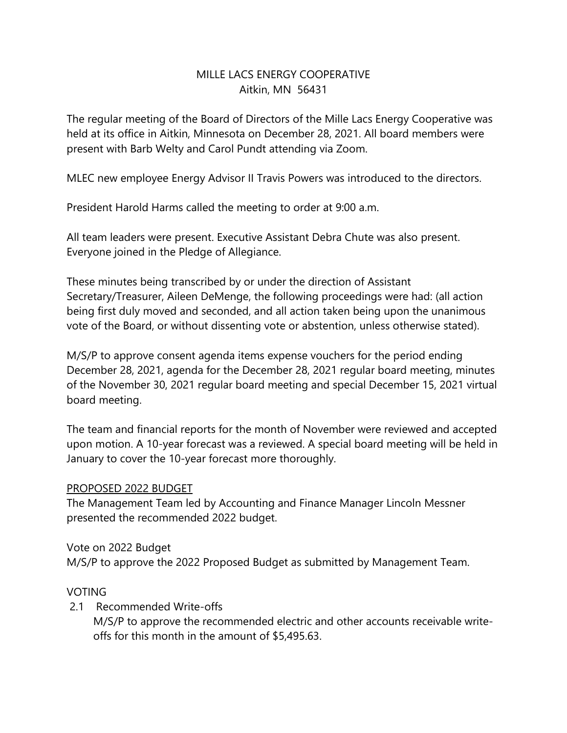# MILLE LACS ENERGY COOPERATIVE
Aitkin, MN 56431

The regular meeting of the Board of Directors of the Mille Lacs Energy Cooperative was held at its office in Aitkin, Minnesota on December 28, 2021. All board members were present with Barb Welty and Carol Pundt attending via Zoom.

MLEC new employee Energy Advisor II Travis Powers was introduced to the directors.

President Harold Harms called the meeting to order at 9:00 a.m.

All team leaders were present. Executive Assistant Debra Chute was also present. Everyone joined in the Pledge of Allegiance.

These minutes being transcribed by or under the direction of Assistant Secretary/Treasurer, Aileen DeMenge, the following proceedings were had: (all action being first duly moved and seconded, and all action taken being upon the unanimous vote of the Board, or without dissenting vote or abstention, unless otherwise stated).

M/S/P to approve consent agenda items expense vouchers for the period ending December 28, 2021, agenda for the December 28, 2021 regular board meeting, minutes of the November 30, 2021 regular board meeting and special December 15, 2021 virtual board meeting.

The team and financial reports for the month of November were reviewed and accepted upon motion. A 10-year forecast was a reviewed. A special board meeting will be held in January to cover the 10-year forecast more thoroughly.

## PROPOSED 2022 BUDGET

The Management Team led by Accounting and Finance Manager Lincoln Messner presented the recommended 2022 budget.

Vote on 2022 Budget

M/S/P to approve the 2022 Proposed Budget as submitted by Management Team.

## VOTING

2.1 Recommended Write-offs

M/S/P to approve the recommended electric and other accounts receivable write-offs for this month in the amount of $5,495.63.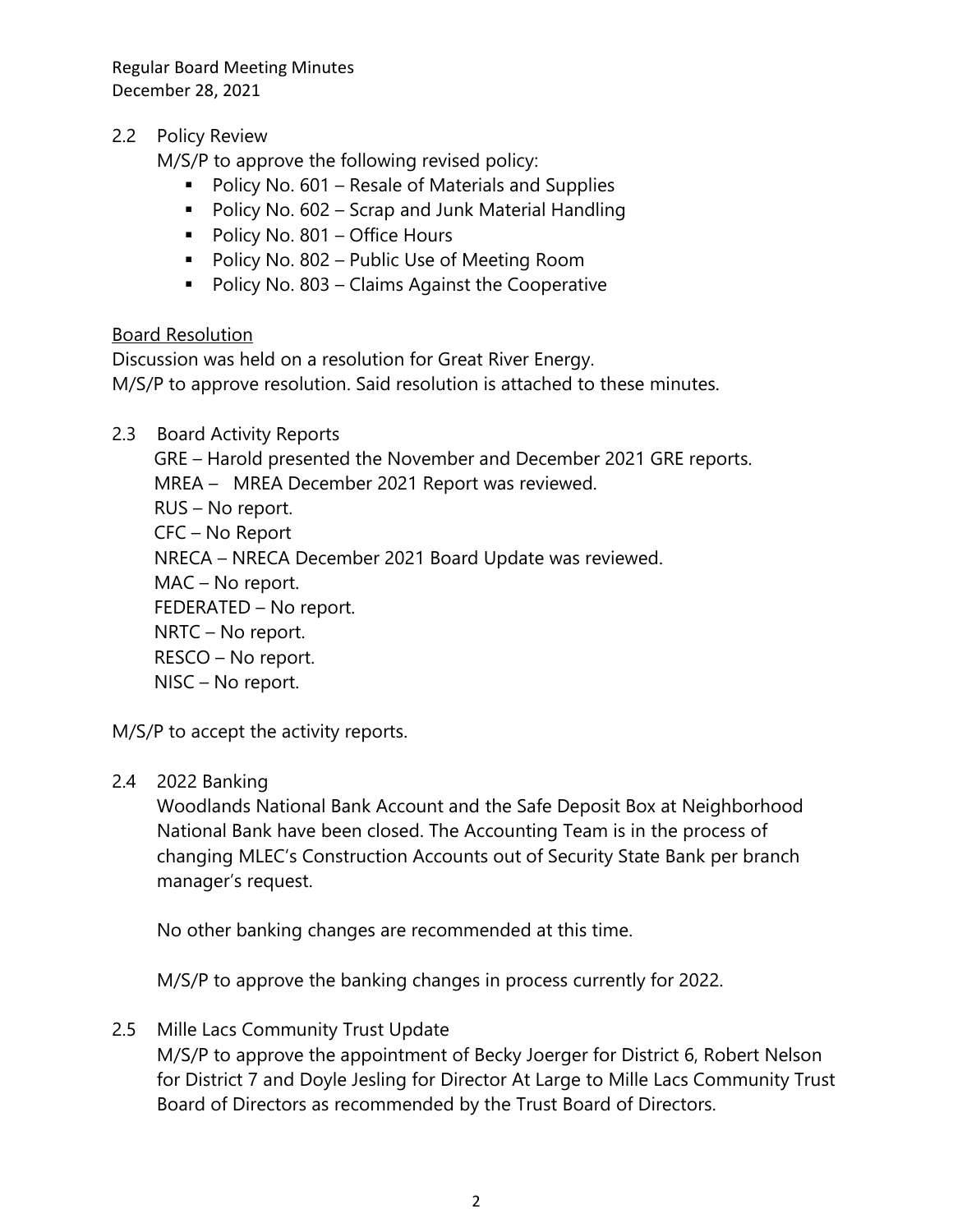2.2 Policy Review

M/S/P to approve the following revised policy:

- Policy No. 601 – Resale of Materials and Supplies
- Policy No. 602 – Scrap and Junk Material Handling
- Policy No. 801 – Office Hours
- Policy No. 802 – Public Use of Meeting Room
- Policy No. 803 – Claims Against the Cooperative

<u>Board Resolution</u>

Discussion was held on a resolution for Great River Energy.
M/S/P to approve resolution. Said resolution is attached to these minutes.

2.3 Board Activity Reports

GRE – Harold presented the November and December 2021 GRE reports.
MREA – MREA December 2021 Report was reviewed.
RUS – No report.
CFC – No Report
NRECA – NRECA December 2021 Board Update was reviewed.
MAC – No report.
FEDERATED – No report.
NRTC – No report.
RESCO – No report.
NISC – No report.

M/S/P to accept the activity reports.

2.4 2022 Banking

Woodlands National Bank Account and the Safe Deposit Box at Neighborhood National Bank have been closed. The Accounting Team is in the process of changing MLEC's Construction Accounts out of Security State Bank per branch manager's request.

No other banking changes are recommended at this time.

M/S/P to approve the banking changes in process currently for 2022.

2.5 Mille Lacs Community Trust Update

M/S/P to approve the appointment of Becky Joerger for District 6, Robert Nelson for District 7 and Doyle Jesling for Director At Large to Mille Lacs Community Trust Board of Directors as recommended by the Trust Board of Directors.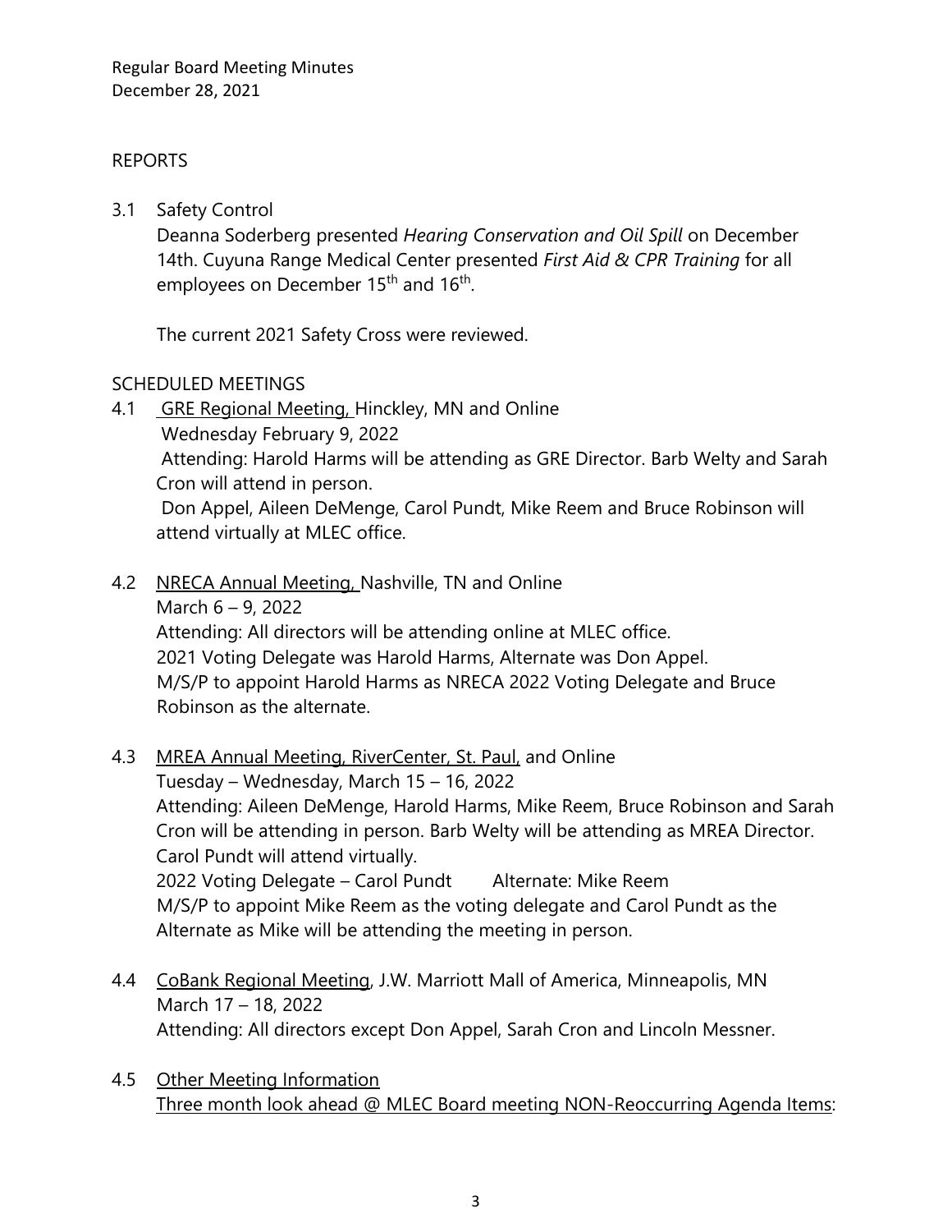REPORTS

3.1 Safety Control

Deanna Soderberg presented *Hearing Conservation and Oil Spill* on December 14th. Cuyuna Range Medical Center presented *First Aid & CPR Training* for all employees on December 15th and 16th.

The current 2021 Safety Cross were reviewed.

SCHEDULED MEETINGS

4.1 GRE Regional Meeting, Hinckley, MN and Online

Wednesday February 9, 2022

Attending: Harold Harms will be attending as GRE Director. Barb Welty and Sarah Cron will attend in person.

Don Appel, Aileen DeMenge, Carol Pundt, Mike Reem and Bruce Robinson will attend virtually at MLEC office.

4.2 NRECA Annual Meeting, Nashville, TN and Online

March 6 – 9, 2022

Attending: All directors will be attending online at MLEC office.

2021 Voting Delegate was Harold Harms, Alternate was Don Appel.

M/S/P to appoint Harold Harms as NRECA 2022 Voting Delegate and Bruce Robinson as the alternate.

4.3 MREA Annual Meeting, RiverCenter, St. Paul, and Online

Tuesday – Wednesday, March 15 – 16, 2022

Attending: Aileen DeMenge, Harold Harms, Mike Reem, Bruce Robinson and Sarah Cron will be attending in person. Barb Welty will be attending as MREA Director. Carol Pundt will attend virtually.

2022 Voting Delegate – Carol Pundt    Alternate: Mike Reem

M/S/P to appoint Mike Reem as the voting delegate and Carol Pundt as the Alternate as Mike will be attending the meeting in person.

4.4 CoBank Regional Meeting, J.W. Marriott Mall of America, Minneapolis, MN

March 17 – 18, 2022

Attending: All directors except Don Appel, Sarah Cron and Lincoln Messner.

4.5 Other Meeting Information

Three month look ahead @ MLEC Board meeting NON-Reoccurring Agenda Items: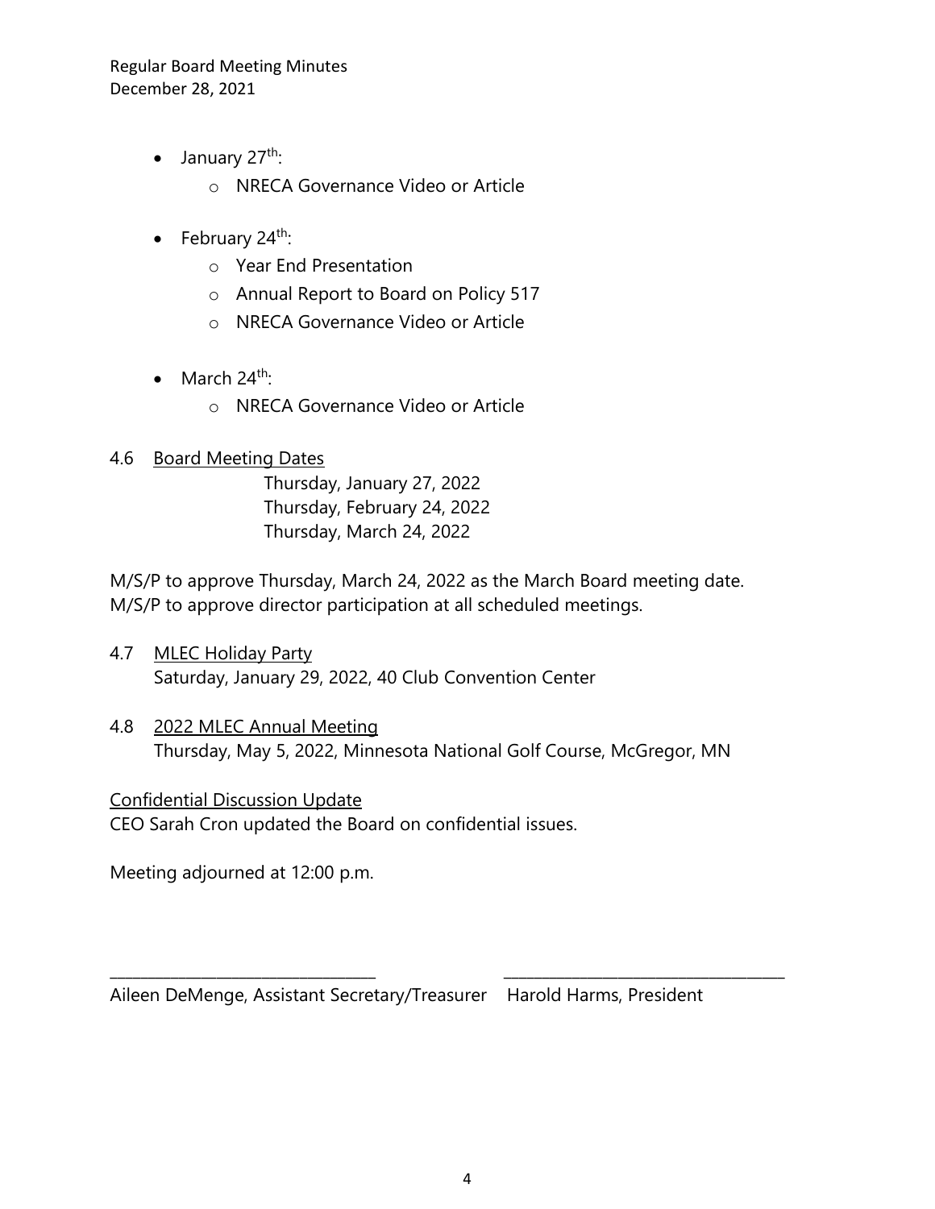- January 27th:
  - NRECA Governance Video or Article

- February 24th:
  - Year End Presentation
  - Annual Report to Board on Policy 517
  - NRECA Governance Video or Article

- March 24th:
  - NRECA Governance Video or Article

4.6 Board Meeting Dates

Thursday, January 27, 2022
Thursday, February 24, 2022
Thursday, March 24, 2022

M/S/P to approve Thursday, March 24, 2022 as the March Board meeting date.
M/S/P to approve director participation at all scheduled meetings.

4.7 MLEC Holiday Party
Saturday, January 29, 2022, 40 Club Convention Center

4.8 2022 MLEC Annual Meeting
Thursday, May 5, 2022, Minnesota National Golf Course, McGregor, MN

Confidential Discussion Update
CEO Sarah Cron updated the Board on confidential issues.

Meeting adjourned at 12:00 p.m.

\_\_\_\_\_\_\_\_\_\_\_\_\_\_\_\_\_\_\_\_\_\_\_\_\_\_\_\_\_\_ \_\_\_\_\_\_\_\_\_\_\_\_\_\_\_\_\_\_\_\_\_\_\_\_\_\_\_\_\_\_

Aileen DeMenge, Assistant Secretary/Treasurer Harold Harms, President